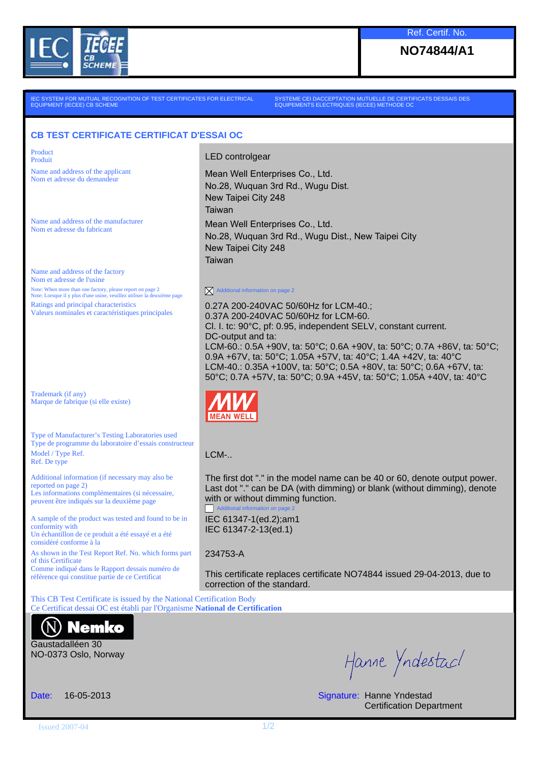IEC IECEE CB SCHEME

**Ref. Certif. No.**

**NO74844/A1**

IEC SYSTEM FOR MUTUAL RECOGNITION OF TEST CERTIFICATES FOR ELECTRICAL EQUIPMENT (IECEE) CB SCHEME

SYSTEME CEI DACCEPTATION MUTUELLE DE CERTIFICATS DESSAIS DES EQUIPEMENTS ELECTRIQUES (IECEE) METHODE OC

## CB TEST CERTIFICATE CERTIFICAT D'ESSAI OC

| | |
|---|---|
| Product<br>Produit | LED controlgear |
| Name and address of the applicant<br>Nom et adresse du demandeur | Mean Well Enterprises Co., Ltd.<br>No.28, Wuquan 3rd Rd., Wugu Dist.<br>New Taipei City 248<br>Taiwan |
| Name and address of the manufacturer<br>Nom et adresse du fabricant | Mean Well Enterprises Co., Ltd.<br>No.28, Wuquan 3rd Rd., Wugu Dist., New Taipei City<br>New Taipei City 248<br>Taiwan |
| Name and address of the factory<br>Nom et adresse de l'usine<br>Note: When more than one factory, please report on page 2<br>Note: Lorsque il y plus d'une usine, veuillez utiliser la deuxième page | ☒ Additional information on page 2 |
| Ratings and principal characteristics<br>Valeurs nominales et caractéristiques principales | 0.27A 200-240VAC 50/60Hz for LCM-40.;<br>0.37A 200-240VAC 50/60Hz for LCM-60.<br>Cl. I. tc: 90°C, pf: 0.95, independent SELV, constant current.<br>DC-output and ta:<br>LCM-60.: 0.5A +90V, ta: 50°C; 0.6A +90V, ta: 50°C; 0.7A +86V, ta: 50°C; 0.9A +67V, ta: 50°C; 1.05A +57V, ta: 40°C; 1.4A +42V, ta: 40°C<br>LCM-40.: 0.35A +100V, ta: 50°C; 0.5A +80V, ta: 50°C; 0.6A +67V, ta: 50°C; 0.7A +57V, ta: 50°C; 0.9A +45V, ta: 50°C; 1.05A +40V, ta: 40°C |
| Trademark (if any)<br>Marque de fabrique (si elle existe) | MW MEAN WELL |
| Type of Manufacturer's Testing Laboratories used<br>Type de programme du laboratoire d'essais constructeur | |
| Model / Type Ref.<br>Ref. De type | LCM-.. |
| Additional information (if necessary may also be reported on page 2)<br>Les informations complémentaires (si nécessaire, peuvent être indiqués sur la deuxième page | The first dot "." in the model name can be 40 or 60, denote output power. Last dot "." can be DA (with dimming) or blank (without dimming), denote with or without dimming function.<br>☐ Additional information on page 2 |
| A sample of the product was tested and found to be in conformity with<br>Un échantillon de ce produit a été essayé et a été considéré conforme à la | IEC 61347-1(ed.2);am1<br>IEC 61347-2-13(ed.1) |
| As shown in the Test Report Ref. No. which forms part of this Certificate<br>Comme indiqué dans le Rapport dessais numéro de référence qui constitue partie de ce Certificat | 234753-A |
| | This certificate replaces certificate NO74844 issued 29-04-2013, due to correction of the standard. |

This CB Test Certificate is issued by the National Certification Body
Ce Certificat dessai OC est établi par l'Organisme **National de Certification**

**Nemko**
Gaustadalléen 30
NO-0373 Oslo, Norway

Date: 16-05-2013

Signature: Hanne Yndestad
Certification Department

Issued 2007-04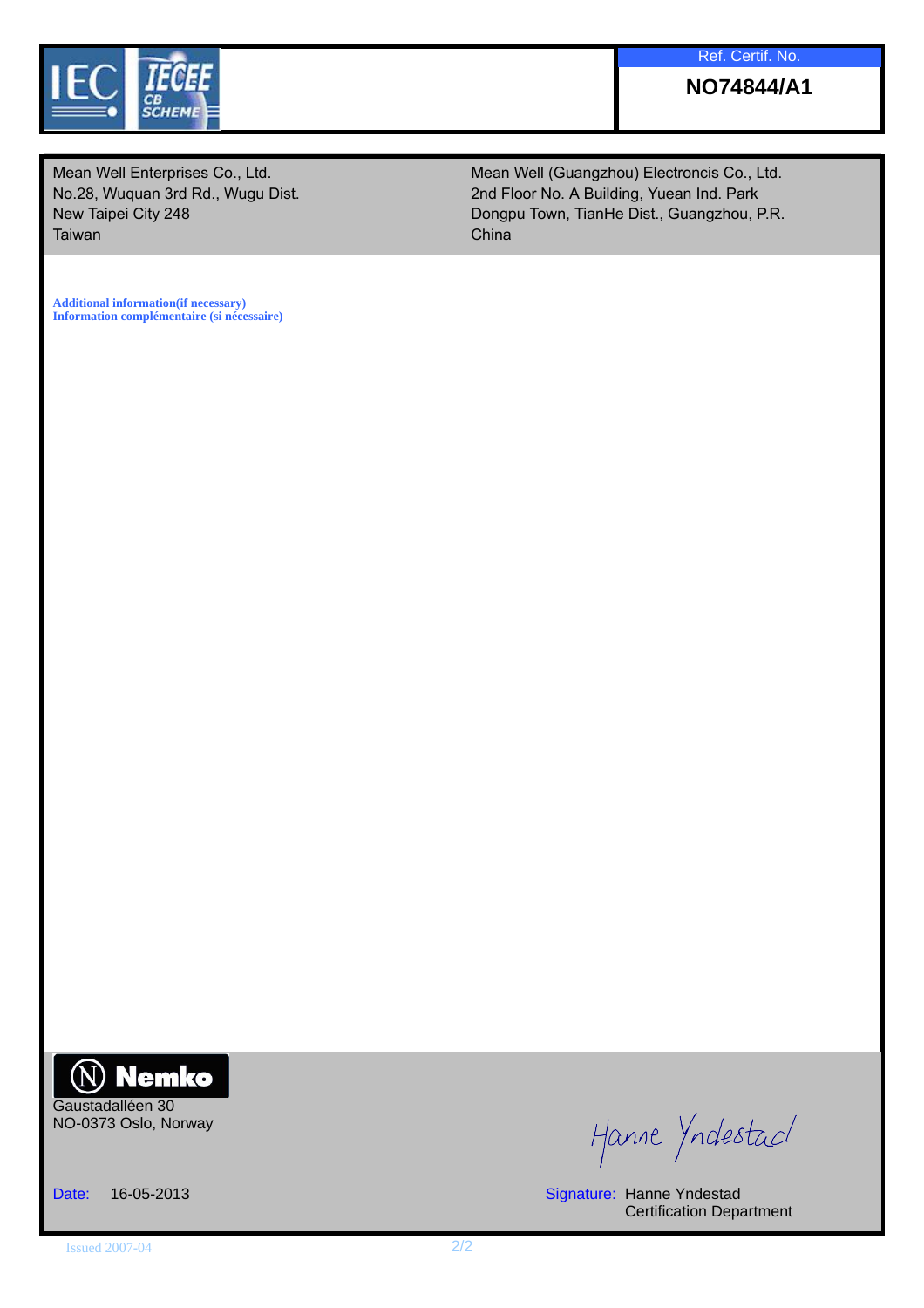IEC IECEE CB SCHEME

Ref. Certif. No.

**NO74844/A1**

| | |
|---|---|
| Mean Well Enterprises Co., Ltd.<br>No.28, Wuquan 3rd Rd., Wugu Dist.<br>New Taipei City 248<br>Taiwan | Mean Well (Guangzhou) Electroncis Co., Ltd.<br>2nd Floor No. A Building, Yuean Ind. Park<br>Dongpu Town, TianHe Dist., Guangzhou, P.R.<br>China |

**Additional information(if necessary)**
**Information complémentaire (si nécessaire)**

Nemko
Gaustadalléen 30
NO-0373 Oslo, Norway

Date: 16-05-2013

Signature: Hanne Yndestad
Certification Department

Issued 2007-04